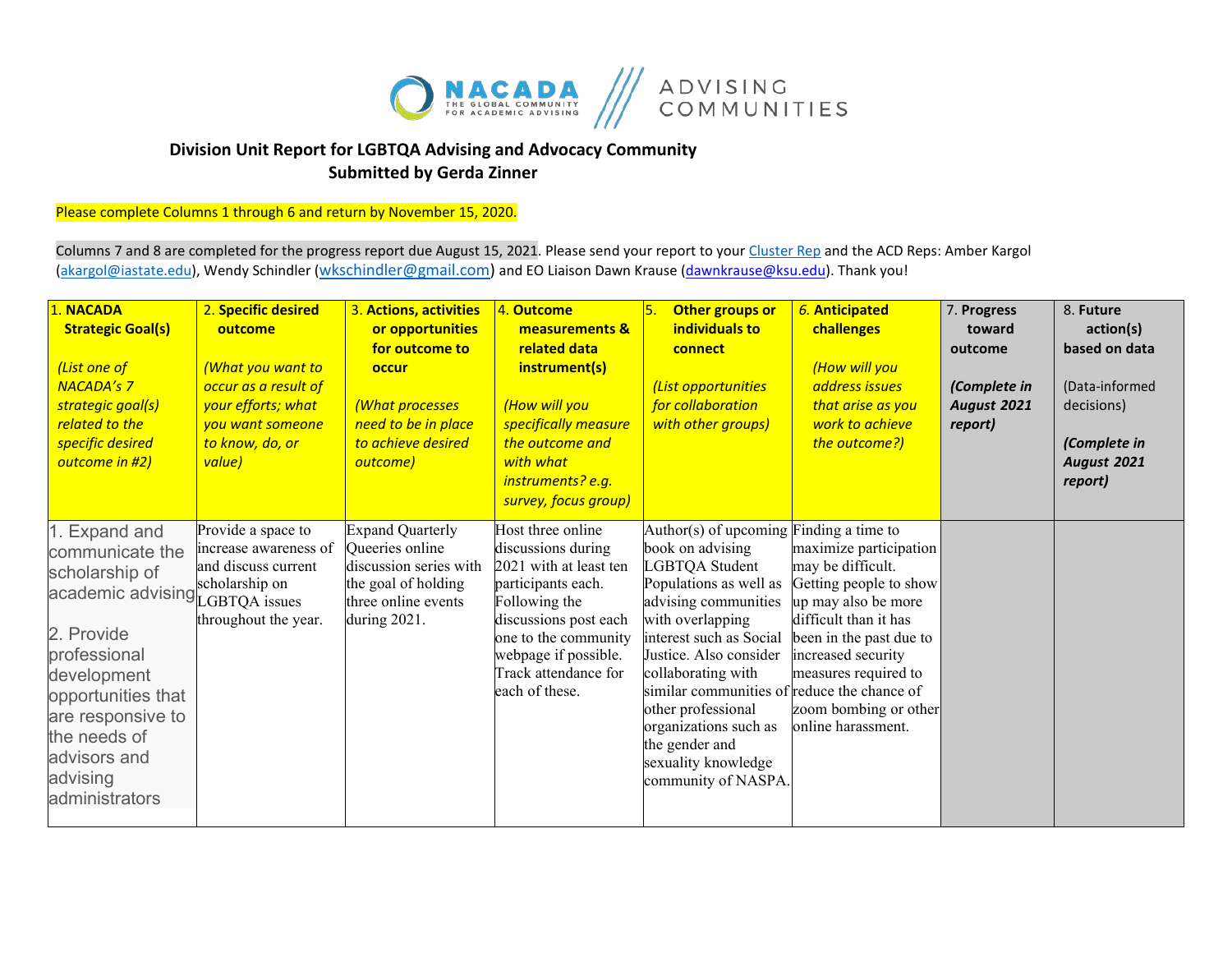NACADA THE GLOBAL COMMUNITY FOR ACADEMIC ADVISING | ADVISING COMMUNITIES

**Division Unit Report for LGBTQA Advising and Advocacy Community**
**Submitted by Gerda Zinner**

Please complete Columns 1 through 6 and return by November 15, 2020.

Columns 7 and 8 are completed for the progress report due August 15, 2021. Please send your report to your Cluster Rep and the ACD Reps: Amber Kargol (akargol@iastate.edu), Wendy Schindler (wkschindler@gmail.com) and EO Liaison Dawn Krause (dawnkrause@ksu.edu). Thank you!

| 1. **NACADA Strategic Goal(s)**<br><br>*(List one of NACADA's 7 strategic goal(s) related to the specific desired outcome in #2)* | 2. **Specific desired outcome**<br><br>*(What you want to occur as a result of your efforts; what you want someone to know, do, or value)* | 3. **Actions, activities or opportunities for outcome to occur**<br><br>*(What processes need to be in place to achieve desired outcome)* | 4. **Outcome measurements & related data instrument(s)**<br><br>*(How will you specifically measure the outcome and with what instruments? e.g. survey, focus group)* | 5. **Other groups or individuals to connect**<br><br>*(List opportunities for collaboration with other groups)* | 6. **Anticipated challenges**<br><br>*(How will you address issues that arise as you work to achieve the outcome?)* | 7. **Progress toward outcome**<br><br>***(Complete in August 2021 report)*** | 8. **Future action(s) based on data**<br><br>(Data-informed decisions)<br><br>***(Complete in August 2021 report)*** |
|---|---|---|---|---|---|---|---|
| 1. Expand and communicate the scholarship of academic advising<br><br>2. Provide professional development opportunities that are responsive to the needs of advisors and advising administrators | Provide a space to increase awareness of and discuss current scholarship on LGBTQA issues throughout the year. | Expand Quarterly Queeries online discussion series with the goal of holding three online events during 2021. | Host three online discussions during 2021 with at least ten participants each. Following the discussions post each one to the community webpage if possible. Track attendance for each of these. | Author(s) of upcoming book on advising LGBTQA Student Populations as well as advising communities with overlapping interest such as Social Justice. Also consider collaborating with similar communities of other professional organizations such as the gender and sexuality knowledge community of NASPA. | Finding a time to maximize participation may be difficult. Getting people to show up may also be more difficult than it has been in the past due to increased security measures required to reduce the chance of zoom bombing or other online harassment. | | |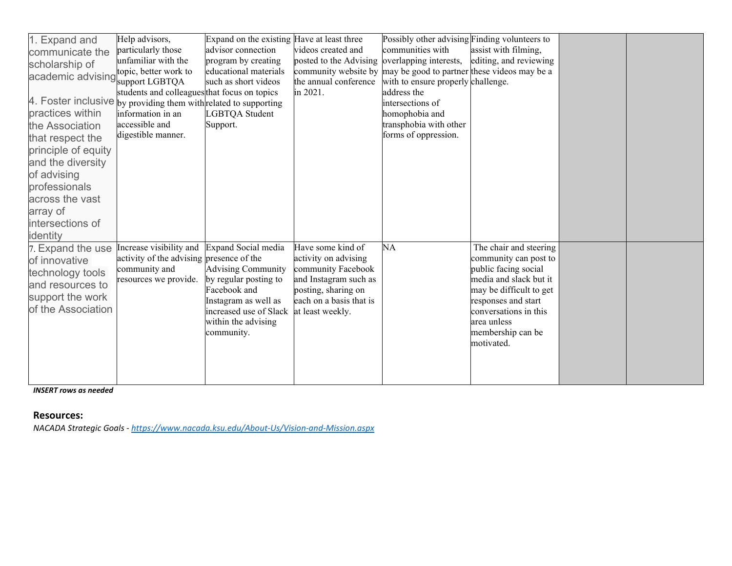| | | | | | | | |
|---|---|---|---|---|---|---|---|
| 1. Expand and communicate the scholarship of academic advising<br><br>4. Foster inclusive practices within the Association that respect the principle of equity and the diversity of advising professionals across the vast array of intersections of identity | Help advisors, particularly those unfamiliar with the topic, better work to support LGBTQA students and colleagues by providing them with information in an accessible and digestible manner. | Expand on the existing advisor connection program by creating educational materials such as short videos that focus on topics related to supporting LGBTQA Student Support. | Have at least three videos created and posted to the Advising community website by the annual conference in 2021. | Possibly other advising communities with overlapping interests, may be good to partner with to ensure properly address the intersections of homophobia and transphobia with other forms of oppression. | Finding volunteers to assist with filming, editing, and reviewing these videos may be a challenge. | | |
| 7. Expand the use of innovative technology tools and resources to support the work of the Association | Increase visibility and activity of the advising community and resources we provide. | Expand Social media presence of the Advising Community by regular posting to Facebook and Instagram as well as increased use of Slack within the advising community. | Have some kind of activity on advising community Facebook and Instagram such as posting, sharing on each on a basis that is at least weekly. | NA | The chair and steering community can post to public facing social media and slack but it may be difficult to get responses and start conversations in this area unless membership can be motivated. | | |

***INSERT rows as needed***

**Resources:**

*NACADA Strategic Goals - https://www.nacada.ksu.edu/About-Us/Vision-and-Mission.aspx*